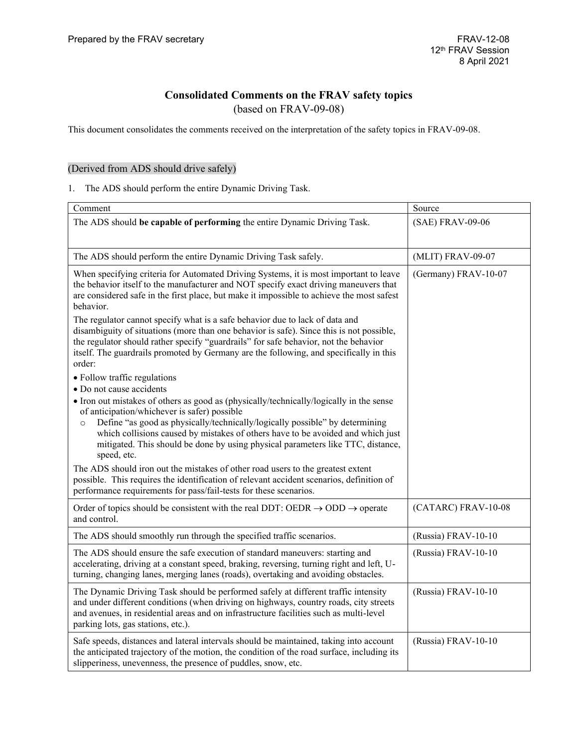Prepared by the FRAV secretary

FRAV-12-08
12th FRAV Session
8 April 2021

# Consolidated Comments on the FRAV safety topics
(based on FRAV-09-08)

This document consolidates the comments received on the interpretation of the safety topics in FRAV-09-08.

## (Derived from ADS should drive safely)

1. The ADS should perform the entire Dynamic Driving Task.

| Comment | Source |
|---|---|
| The ADS should **be capable of performing** the entire Dynamic Driving Task. | (SAE) FRAV-09-06 |
| The ADS should perform the entire Dynamic Driving Task safely. | (MLIT) FRAV-09-07 |
| When specifying criteria for Automated Driving Systems, it is most important to leave the behavior itself to the manufacturer and NOT specify exact driving maneuvers that are considered safe in the first place, but make it impossible to achieve the most safest behavior.<br><br>The regulator cannot specify what is a safe behavior due to lack of data and disambiguity of situations (more than one behavior is safe). Since this is not possible, the regulator should rather specify "guardrails" for safe behavior, not the behavior itself. The guardrails promoted by Germany are the following, and specifically in this order:<br><br>• Follow traffic regulations<br>• Do not cause accidents<br>• Iron out mistakes of others as good as (physically/technically/logically in the sense of anticipation/whichever is safer) possible<br>&nbsp;&nbsp;&nbsp;o Define "as good as physically/technically/logically possible" by determining which collisions caused by mistakes of others have to be avoided and which just mitigated. This should be done by using physical parameters like TTC, distance, speed, etc.<br><br>The ADS should iron out the mistakes of other road users to the greatest extent possible. This requires the identification of relevant accident scenarios, definition of performance requirements for pass/fail-tests for these scenarios. | (Germany) FRAV-10-07 |
| Order of topics should be consistent with the real DDT: OEDR → ODD → operate and control. | (CATARC) FRAV-10-08 |
| The ADS should smoothly run through the specified traffic scenarios. | (Russia) FRAV-10-10 |
| The ADS should ensure the safe execution of standard maneuvers: starting and accelerating, driving at a constant speed, braking, reversing, turning right and left, U-turning, changing lanes, merging lanes (roads), overtaking and avoiding obstacles. | (Russia) FRAV-10-10 |
| The Dynamic Driving Task should be performed safely at different traffic intensity and under different conditions (when driving on highways, country roads, city streets and avenues, in residential areas and on infrastructure facilities such as multi-level parking lots, gas stations, etc.). | (Russia) FRAV-10-10 |
| Safe speeds, distances and lateral intervals should be maintained, taking into account the anticipated trajectory of the motion, the condition of the road surface, including its slipperiness, unevenness, the presence of puddles, snow, etc. | (Russia) FRAV-10-10 |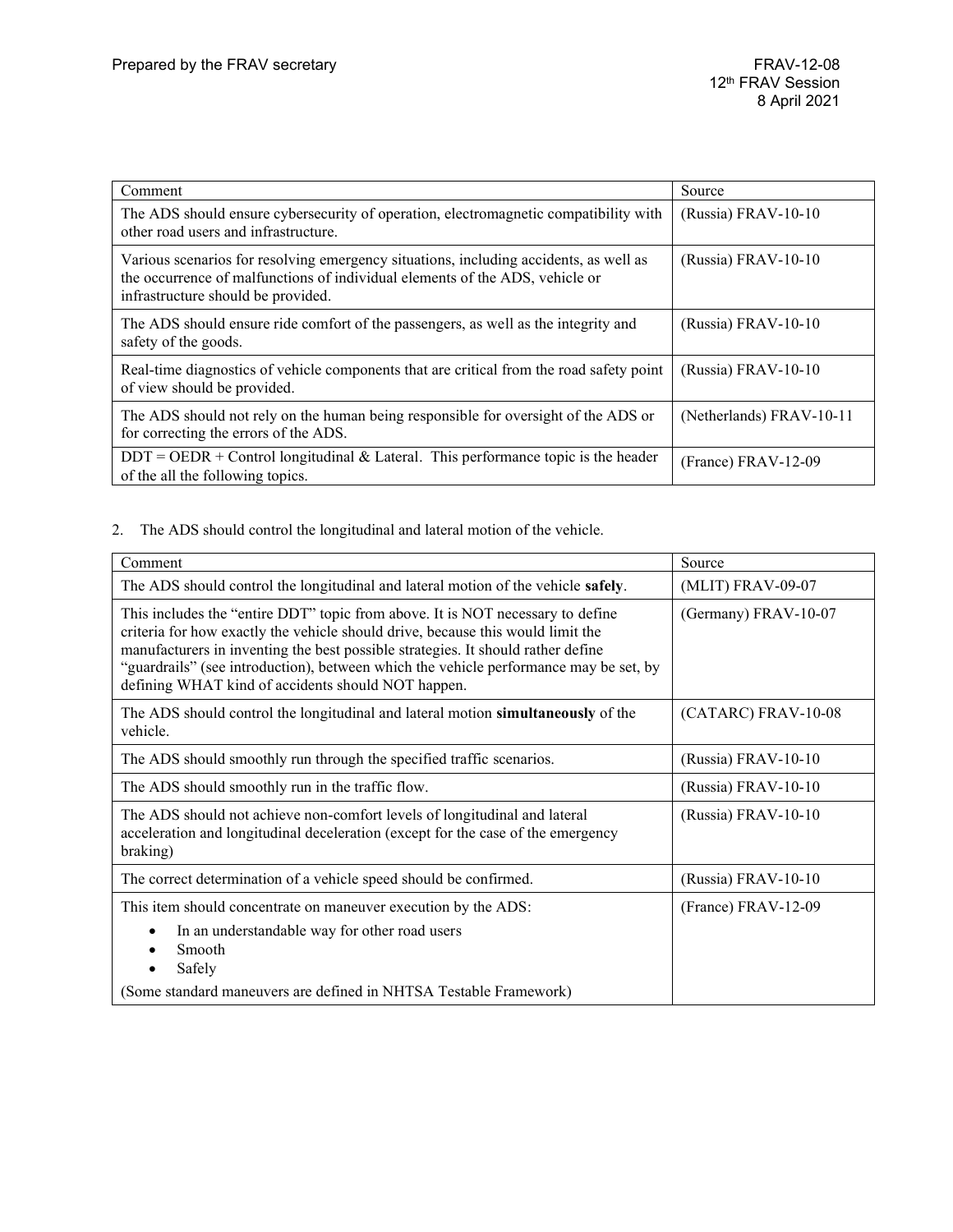| Comment | Source |
|---|---|
| The ADS should ensure cybersecurity of operation, electromagnetic compatibility with other road users and infrastructure. | (Russia) FRAV-10-10 |
| Various scenarios for resolving emergency situations, including accidents, as well as the occurrence of malfunctions of individual elements of the ADS, vehicle or infrastructure should be provided. | (Russia) FRAV-10-10 |
| The ADS should ensure ride comfort of the passengers, as well as the integrity and safety of the goods. | (Russia) FRAV-10-10 |
| Real-time diagnostics of vehicle components that are critical from the road safety point of view should be provided. | (Russia) FRAV-10-10 |
| The ADS should not rely on the human being responsible for oversight of the ADS or for correcting the errors of the ADS. | (Netherlands) FRAV-10-11 |
| DDT = OEDR + Control longitudinal & Lateral. This performance topic is the header of the all the following topics. | (France) FRAV-12-09 |

2. The ADS should control the longitudinal and lateral motion of the vehicle.

| Comment | Source |
|---|---|
| The ADS should control the longitudinal and lateral motion of the vehicle **safely**. | (MLIT) FRAV-09-07 |
| This includes the "entire DDT" topic from above. It is NOT necessary to define criteria for how exactly the vehicle should drive, because this would limit the manufacturers in inventing the best possible strategies. It should rather define "guardrails" (see introduction), between which the vehicle performance may be set, by defining WHAT kind of accidents should NOT happen. | (Germany) FRAV-10-07 |
| The ADS should control the longitudinal and lateral motion **simultaneously** of the vehicle. | (CATARC) FRAV-10-08 |
| The ADS should smoothly run through the specified traffic scenarios. | (Russia) FRAV-10-10 |
| The ADS should smoothly run in the traffic flow. | (Russia) FRAV-10-10 |
| The ADS should not achieve non-comfort levels of longitudinal and lateral acceleration and longitudinal deceleration (except for the case of the emergency braking) | (Russia) FRAV-10-10 |
| The correct determination of a vehicle speed should be confirmed. | (Russia) FRAV-10-10 |
| This item should concentrate on maneuver execution by the ADS:<br>• In an understandable way for other road users<br>• Smooth<br>• Safely<br>(Some standard maneuvers are defined in NHTSA Testable Framework) | (France) FRAV-12-09 |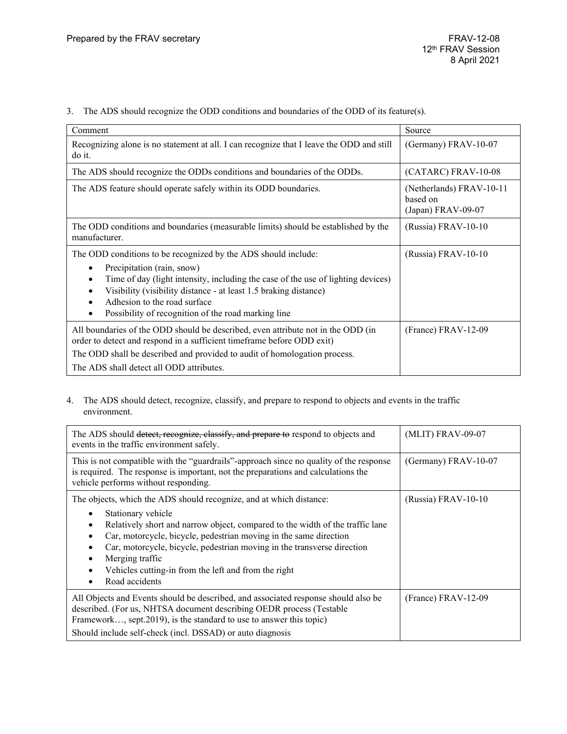3. The ADS should recognize the ODD conditions and boundaries of the ODD of its feature(s).

| Comment | Source |
| --- | --- |
| Recognizing alone is no statement at all. I can recognize that I leave the ODD and still do it. | (Germany) FRAV-10-07 |
| The ADS should recognize the ODDs conditions and boundaries of the ODDs. | (CATARC) FRAV-10-08 |
| The ADS feature should operate safely within its ODD boundaries. | (Netherlands) FRAV-10-11 based on (Japan) FRAV-09-07 |
| The ODD conditions and boundaries (measurable limits) should be established by the manufacturer. | (Russia) FRAV-10-10 |
| The ODD conditions to be recognized by the ADS should include: <br>• Precipitation (rain, snow) <br>• Time of day (light intensity, including the case of the use of lighting devices) <br>• Visibility (visibility distance - at least 1.5 braking distance) <br>• Adhesion to the road surface <br>• Possibility of recognition of the road marking line | (Russia) FRAV-10-10 |
| All boundaries of the ODD should be described, even attribute not in the ODD (in order to detect and respond in a sufficient timeframe before ODD exit) <br>The ODD shall be described and provided to audit of homologation process. <br>The ADS shall detect all ODD attributes. | (France) FRAV-12-09 |

4. The ADS should detect, recognize, classify, and prepare to respond to objects and events in the traffic environment.

| Comment | Source |
| --- | --- |
| The ADS should ~~detect, recognize, classify, and prepare to~~ respond to objects and events in the traffic environment safely. | (MLIT) FRAV-09-07 |
| This is not compatible with the "guardrails"-approach since no quality of the response is required. The response is important, not the preparations and calculations the vehicle performs without responding. | (Germany) FRAV-10-07 |
| The objects, which the ADS should recognize, and at which distance: <br>• Stationary vehicle <br>• Relatively short and narrow object, compared to the width of the traffic lane <br>• Car, motorcycle, bicycle, pedestrian moving in the same direction <br>• Car, motorcycle, bicycle, pedestrian moving in the transverse direction <br>• Merging traffic <br>• Vehicles cutting-in from the left and from the right <br>• Road accidents | (Russia) FRAV-10-10 |
| All Objects and Events should be described, and associated response should also be described. (For us, NHTSA document describing OEDR process (Testable Framework…, sept.2019), is the standard to use to answer this topic) <br>Should include self-check (incl. DSSAD) or auto diagnosis | (France) FRAV-12-09 |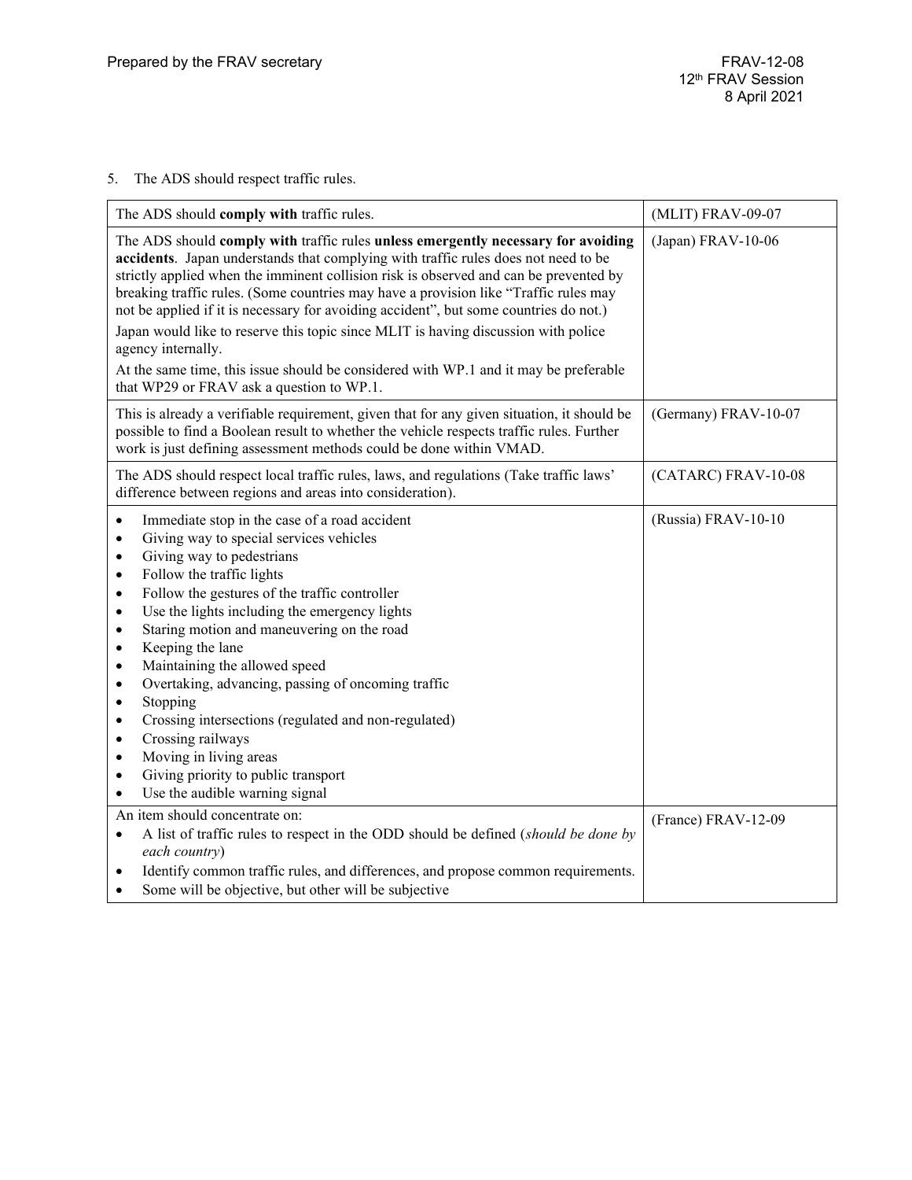5. The ADS should respect traffic rules.

| | |
|---|---|
| The ADS should **comply with** traffic rules. | (MLIT) FRAV-09-07 |
| The ADS should **comply with** traffic rules **unless emergently necessary for avoiding accidents**. Japan understands that complying with traffic rules does not need to be strictly applied when the imminent collision risk is observed and can be prevented by breaking traffic rules. (Some countries may have a provision like "Traffic rules may not be applied if it is necessary for avoiding accident", but some countries do not.)<br>Japan would like to reserve this topic since MLIT is having discussion with police agency internally.<br>At the same time, this issue should be considered with WP.1 and it may be preferable that WP29 or FRAV ask a question to WP.1. | (Japan) FRAV-10-06 |
| This is already a verifiable requirement, given that for any given situation, it should be possible to find a Boolean result to whether the vehicle respects traffic rules. Further work is just defining assessment methods could be done within VMAD. | (Germany) FRAV-10-07 |
| The ADS should respect local traffic rules, laws, and regulations (Take traffic laws' difference between regions and areas into consideration). | (CATARC) FRAV-10-08 |
| • Immediate stop in the case of a road accident<br>• Giving way to special services vehicles<br>• Giving way to pedestrians<br>• Follow the traffic lights<br>• Follow the gestures of the traffic controller<br>• Use the lights including the emergency lights<br>• Staring motion and maneuvering on the road<br>• Keeping the lane<br>• Maintaining the allowed speed<br>• Overtaking, advancing, passing of oncoming traffic<br>• Stopping<br>• Crossing intersections (regulated and non-regulated)<br>• Crossing railways<br>• Moving in living areas<br>• Giving priority to public transport<br>• Use the audible warning signal | (Russia) FRAV-10-10 |
| An item should concentrate on:<br>• A list of traffic rules to respect in the ODD should be defined (*should be done by each country*)<br>• Identify common traffic rules, and differences, and propose common requirements.<br>• Some will be objective, but other will be subjective | (France) FRAV-12-09 |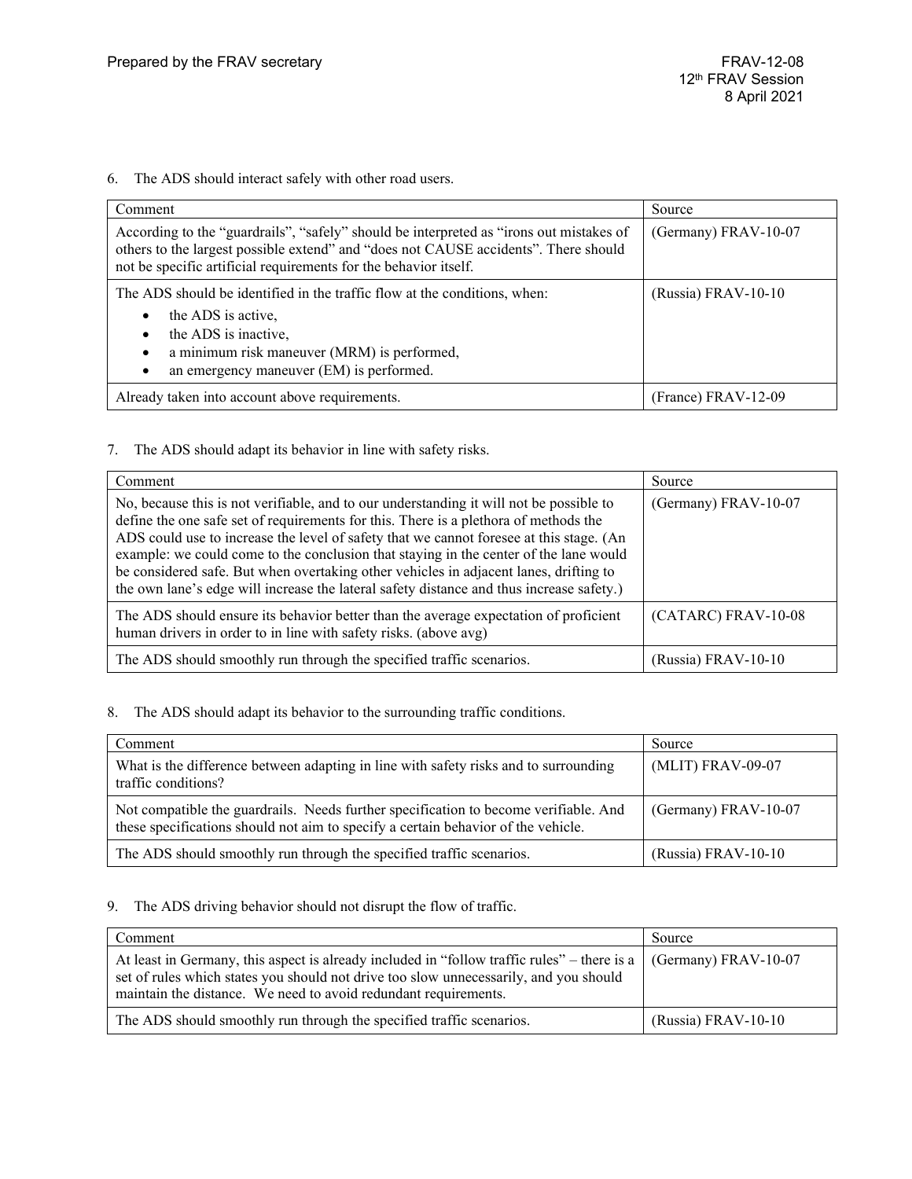6. The ADS should interact safely with other road users.

| Comment | Source |
|---|---|
| According to the “guardrails”, “safely” should be interpreted as “irons out mistakes of others to the largest possible extend” and “does not CAUSE accidents”. There should not be specific artificial requirements for the behavior itself. | (Germany) FRAV-10-07 |
| The ADS should be identified in the traffic flow at the conditions, when:<br>• the ADS is active,<br>• the ADS is inactive,<br>• a minimum risk maneuver (MRM) is performed,<br>• an emergency maneuver (EM) is performed. | (Russia) FRAV-10-10 |
| Already taken into account above requirements. | (France) FRAV-12-09 |

7. The ADS should adapt its behavior in line with safety risks.

| Comment | Source |
|---|---|
| No, because this is not verifiable, and to our understanding it will not be possible to define the one safe set of requirements for this. There is a plethora of methods the ADS could use to increase the level of safety that we cannot foresee at this stage. (An example: we could come to the conclusion that staying in the center of the lane would be considered safe. But when overtaking other vehicles in adjacent lanes, drifting to the own lane’s edge will increase the lateral safety distance and thus increase safety.) | (Germany) FRAV-10-07 |
| The ADS should ensure its behavior better than the average expectation of proficient human drivers in order to in line with safety risks. (above avg) | (CATARC) FRAV-10-08 |
| The ADS should smoothly run through the specified traffic scenarios. | (Russia) FRAV-10-10 |

8. The ADS should adapt its behavior to the surrounding traffic conditions.

| Comment | Source |
|---|---|
| What is the difference between adapting in line with safety risks and to surrounding traffic conditions? | (MLIT) FRAV-09-07 |
| Not compatible the guardrails. Needs further specification to become verifiable. And these specifications should not aim to specify a certain behavior of the vehicle. | (Germany) FRAV-10-07 |
| The ADS should smoothly run through the specified traffic scenarios. | (Russia) FRAV-10-10 |

9. The ADS driving behavior should not disrupt the flow of traffic.

| Comment | Source |
|---|---|
| At least in Germany, this aspect is already included in “follow traffic rules” – there is a set of rules which states you should not drive too slow unnecessarily, and you should maintain the distance. We need to avoid redundant requirements. | (Germany) FRAV-10-07 |
| The ADS should smoothly run through the specified traffic scenarios. | (Russia) FRAV-10-10 |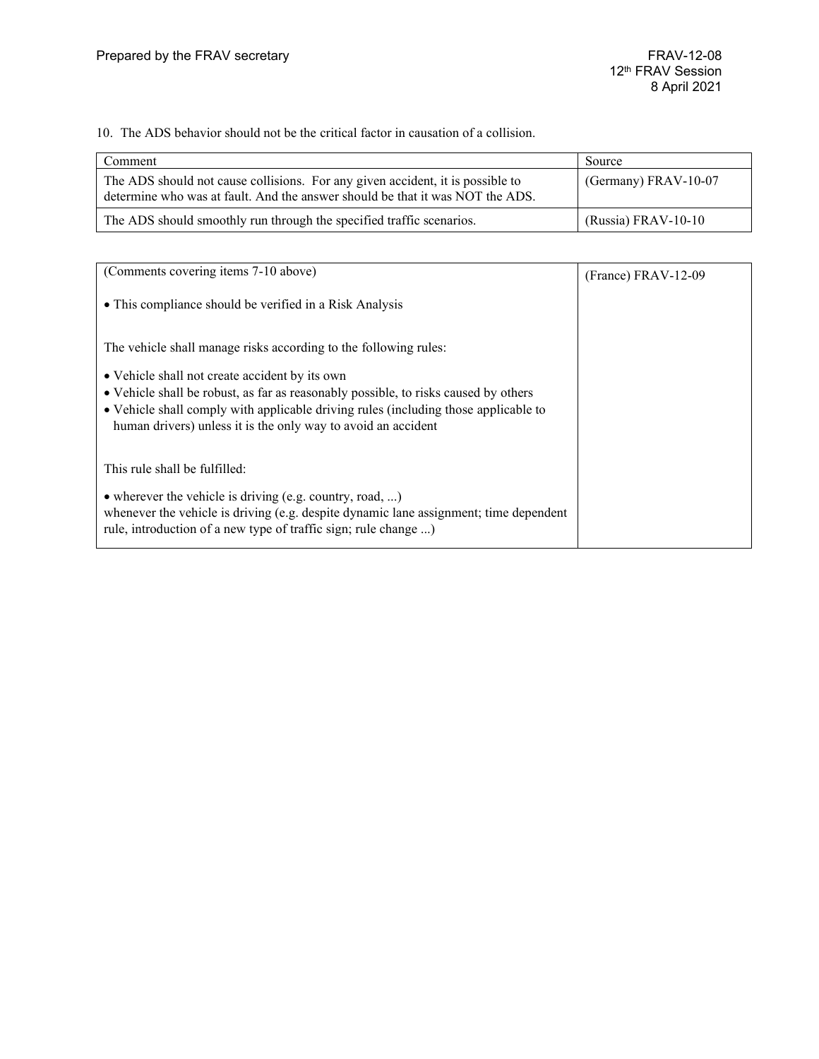10. The ADS behavior should not be the critical factor in causation of a collision.

| Comment | Source |
|---|---|
| The ADS should not cause collisions. For any given accident, it is possible to determine who was at fault. And the answer should be that it was NOT the ADS. | (Germany) FRAV-10-07 |
| The ADS should smoothly run through the specified traffic scenarios. | (Russia) FRAV-10-10 |

| (Comments covering items 7-10 above) | (France) FRAV-12-09 |
|---|---|
| • This compliance should be verified in a Risk Analysis<br><br>The vehicle shall manage risks according to the following rules:<br><br>• Vehicle shall not create accident by its own<br>• Vehicle shall be robust, as far as reasonably possible, to risks caused by others<br>• Vehicle shall comply with applicable driving rules (including those applicable to human drivers) unless it is the only way to avoid an accident<br><br>This rule shall be fulfilled:<br><br>• wherever the vehicle is driving (e.g. country, road, ...)<br>whenever the vehicle is driving (e.g. despite dynamic lane assignment; time dependent rule, introduction of a new type of traffic sign; rule change ...) | |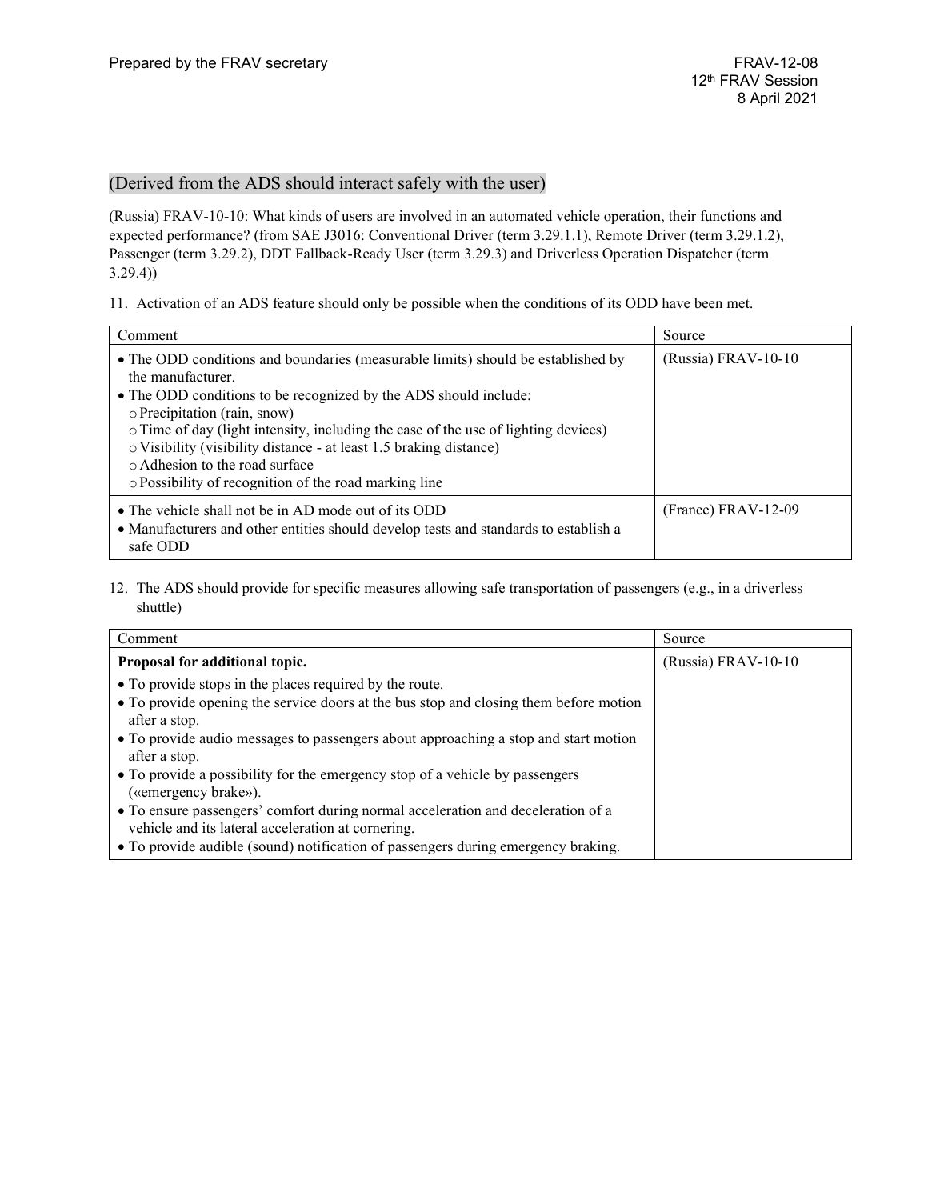(Derived from the ADS should interact safely with the user)

(Russia) FRAV-10-10: What kinds of users are involved in an automated vehicle operation, their functions and expected performance? (from SAE J3016: Conventional Driver (term 3.29.1.1), Remote Driver (term 3.29.1.2), Passenger (term 3.29.2), DDT Fallback-Ready User (term 3.29.3) and Driverless Operation Dispatcher (term 3.29.4))

11. Activation of an ADS feature should only be possible when the conditions of its ODD have been met.

| Comment | Source |
| --- | --- |
| • The ODD conditions and boundaries (measurable limits) should be established by the manufacturer.<br>• The ODD conditions to be recognized by the ADS should include:<br>  ○ Precipitation (rain, snow)<br>  ○ Time of day (light intensity, including the case of the use of lighting devices)<br>  ○ Visibility (visibility distance - at least 1.5 braking distance)<br>  ○ Adhesion to the road surface<br>  ○ Possibility of recognition of the road marking line | (Russia) FRAV-10-10 |
| • The vehicle shall not be in AD mode out of its ODD<br>• Manufacturers and other entities should develop tests and standards to establish a safe ODD | (France) FRAV-12-09 |

12. The ADS should provide for specific measures allowing safe transportation of passengers (e.g., in a driverless shuttle)

| Comment | Source |
| --- | --- |
| **Proposal for additional topic.**<br>• To provide stops in the places required by the route.<br>• To provide opening the service doors at the bus stop and closing them before motion after a stop.<br>• To provide audio messages to passengers about approaching a stop and start motion after a stop.<br>• To provide a possibility for the emergency stop of a vehicle by passengers («emergency brake»).<br>• To ensure passengers' comfort during normal acceleration and deceleration of a vehicle and its lateral acceleration at cornering.<br>• To provide audible (sound) notification of passengers during emergency braking. | (Russia) FRAV-10-10 |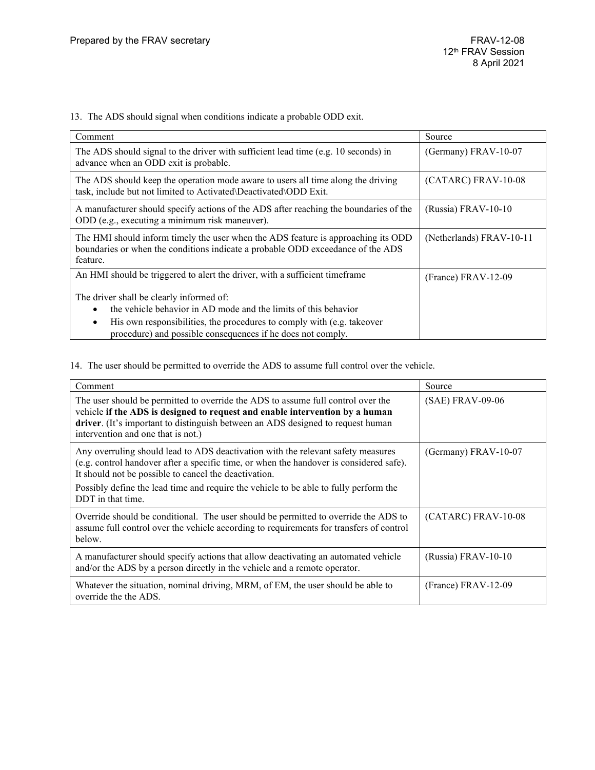13. The ADS should signal when conditions indicate a probable ODD exit.

| Comment | Source |
|---|---|
| The ADS should signal to the driver with sufficient lead time (e.g. 10 seconds) in advance when an ODD exit is probable. | (Germany) FRAV-10-07 |
| The ADS should keep the operation mode aware to users all time along the driving task, include but not limited to Activated\Deactivated\ODD Exit. | (CATARC) FRAV-10-08 |
| A manufacturer should specify actions of the ADS after reaching the boundaries of the ODD (e.g., executing a minimum risk maneuver). | (Russia) FRAV-10-10 |
| The HMI should inform timely the user when the ADS feature is approaching its ODD boundaries or when the conditions indicate a probable ODD exceedance of the ADS feature. | (Netherlands) FRAV-10-11 |
| An HMI should be triggered to alert the driver, with a sufficient timeframe<br><br>The driver shall be clearly informed of:<br>• the vehicle behavior in AD mode and the limits of this behavior<br>• His own responsibilities, the procedures to comply with (e.g. takeover procedure) and possible consequences if he does not comply. | (France) FRAV-12-09 |

14. The user should be permitted to override the ADS to assume full control over the vehicle.

| Comment | Source |
|---|---|
| The user should be permitted to override the ADS to assume full control over the vehicle **if the ADS is designed to request and enable intervention by a human driver**. (It's important to distinguish between an ADS designed to request human intervention and one that is not.) | (SAE) FRAV-09-06 |
| Any overruling should lead to ADS deactivation with the relevant safety measures (e.g. control handover after a specific time, or when the handover is considered safe). It should not be possible to cancel the deactivation.<br>Possibly define the lead time and require the vehicle to be able to fully perform the DDT in that time. | (Germany) FRAV-10-07 |
| Override should be conditional. The user should be permitted to override the ADS to assume full control over the vehicle according to requirements for transfers of control below. | (CATARC) FRAV-10-08 |
| A manufacturer should specify actions that allow deactivating an automated vehicle and/or the ADS by a person directly in the vehicle and a remote operator. | (Russia) FRAV-10-10 |
| Whatever the situation, nominal driving, MRM, of EM, the user should be able to override the the ADS. | (France) FRAV-12-09 |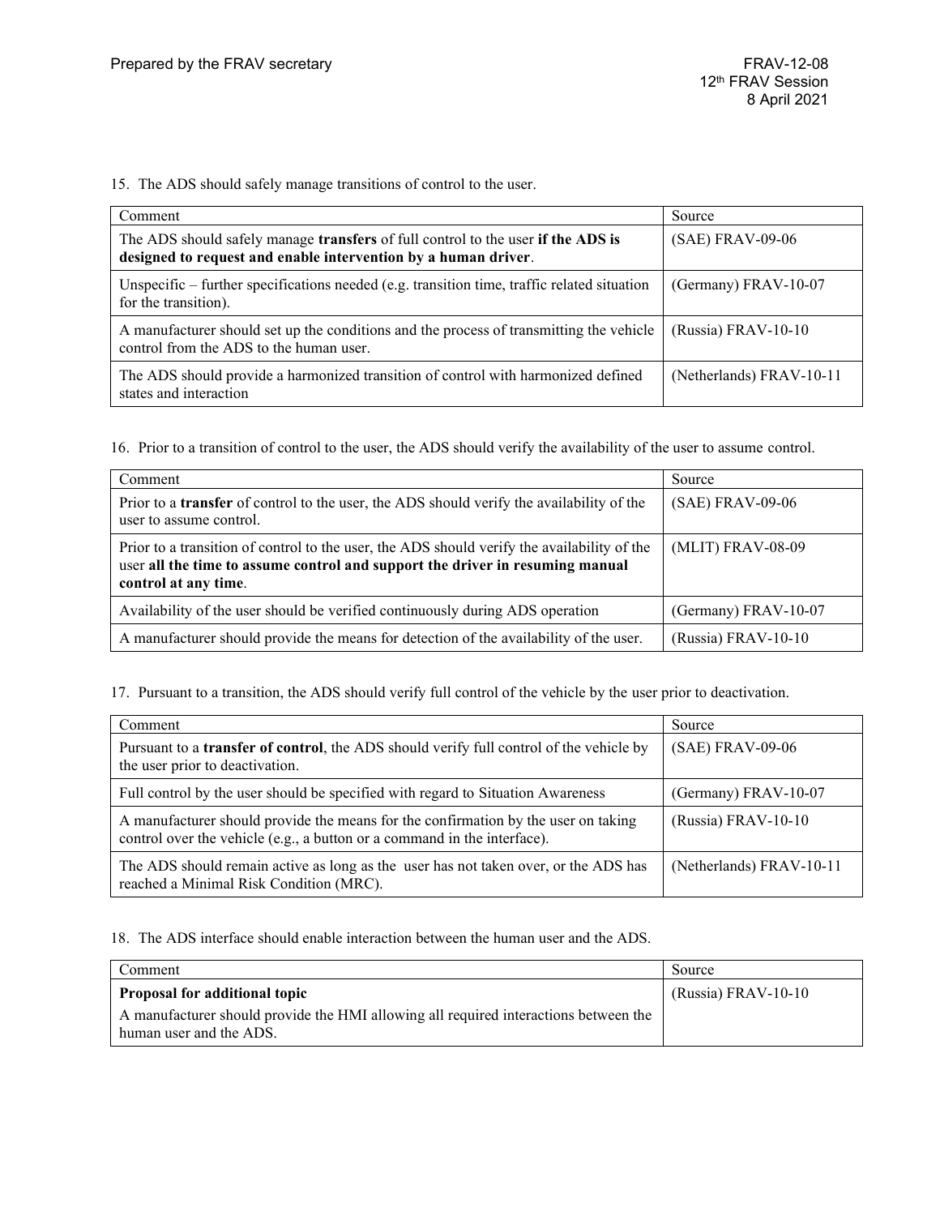15. The ADS should safely manage transitions of control to the user.

| Comment | Source |
|---|---|
| The ADS should safely manage **transfers** of full control to the user **if the ADS is designed to request and enable intervention by a human driver**. | (SAE) FRAV-09-06 |
| Unspecific – further specifications needed (e.g. transition time, traffic related situation for the transition). | (Germany) FRAV-10-07 |
| A manufacturer should set up the conditions and the process of transmitting the vehicle control from the ADS to the human user. | (Russia) FRAV-10-10 |
| The ADS should provide a harmonized transition of control with harmonized defined states and interaction | (Netherlands) FRAV-10-11 |

16. Prior to a transition of control to the user, the ADS should verify the availability of the user to assume control.

| Comment | Source |
|---|---|
| Prior to a **transfer** of control to the user, the ADS should verify the availability of the user to assume control. | (SAE) FRAV-09-06 |
| Prior to a transition of control to the user, the ADS should verify the availability of the user **all the time to assume control and support the driver in resuming manual control at any time**. | (MLIT) FRAV-08-09 |
| Availability of the user should be verified continuously during ADS operation | (Germany) FRAV-10-07 |
| A manufacturer should provide the means for detection of the availability of the user. | (Russia) FRAV-10-10 |

17. Pursuant to a transition, the ADS should verify full control of the vehicle by the user prior to deactivation.

| Comment | Source |
|---|---|
| Pursuant to a **transfer of control**, the ADS should verify full control of the vehicle by the user prior to deactivation. | (SAE) FRAV-09-06 |
| Full control by the user should be specified with regard to Situation Awareness | (Germany) FRAV-10-07 |
| A manufacturer should provide the means for the confirmation by the user on taking control over the vehicle (e.g., a button or a command in the interface). | (Russia) FRAV-10-10 |
| The ADS should remain active as long as the user has not taken over, or the ADS has reached a Minimal Risk Condition (MRC). | (Netherlands) FRAV-10-11 |

18. The ADS interface should enable interaction between the human user and the ADS.

| Comment | Source |
|---|---|
| **Proposal for additional topic**<br>A manufacturer should provide the HMI allowing all required interactions between the human user and the ADS. | (Russia) FRAV-10-10 |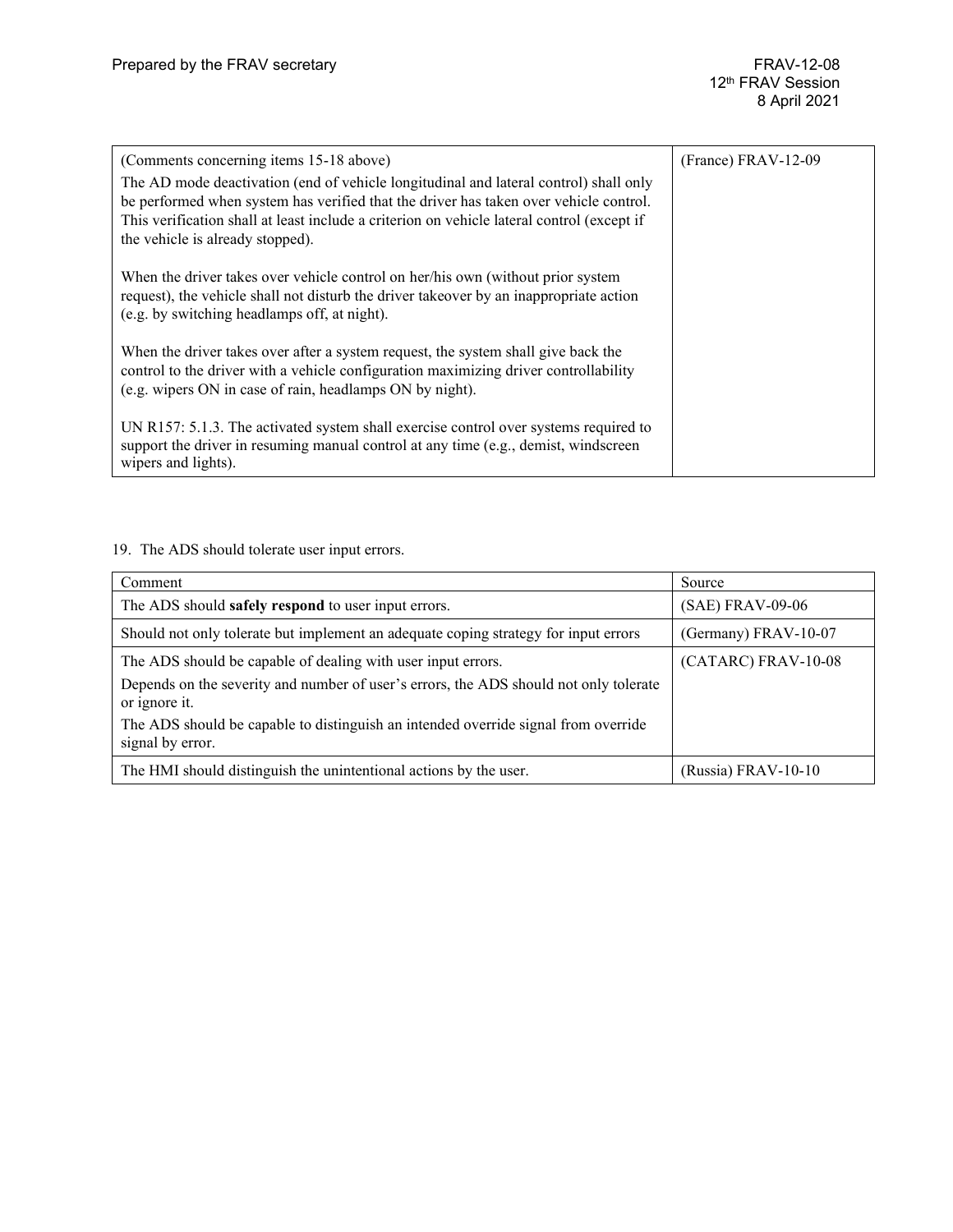| (Comments concerning items 15-18 above)<br><br>The AD mode deactivation (end of vehicle longitudinal and lateral control) shall only be performed when system has verified that the driver has taken over vehicle control. This verification shall at least include a criterion on vehicle lateral control (except if the vehicle is already stopped).<br><br>When the driver takes over vehicle control on her/his own (without prior system request), the vehicle shall not disturb the driver takeover by an inappropriate action (e.g. by switching headlamps off, at night).<br><br>When the driver takes over after a system request, the system shall give back the control to the driver with a vehicle configuration maximizing driver controllability (e.g. wipers ON in case of rain, headlamps ON by night).<br><br>UN R157: 5.1.3. The activated system shall exercise control over systems required to support the driver in resuming manual control at any time (e.g., demist, windscreen wipers and lights). | (France) FRAV-12-09 |
|---|---|

19. The ADS should tolerate user input errors.

| Comment | Source |
|---|---|
| The ADS should **safely respond** to user input errors. | (SAE) FRAV-09-06 |
| Should not only tolerate but implement an adequate coping strategy for input errors | (Germany) FRAV-10-07 |
| The ADS should be capable of dealing with user input errors.<br><br>Depends on the severity and number of user's errors, the ADS should not only tolerate or ignore it.<br><br>The ADS should be capable to distinguish an intended override signal from override signal by error. | (CATARC) FRAV-10-08 |
| The HMI should distinguish the unintentional actions by the user. | (Russia) FRAV-10-10 |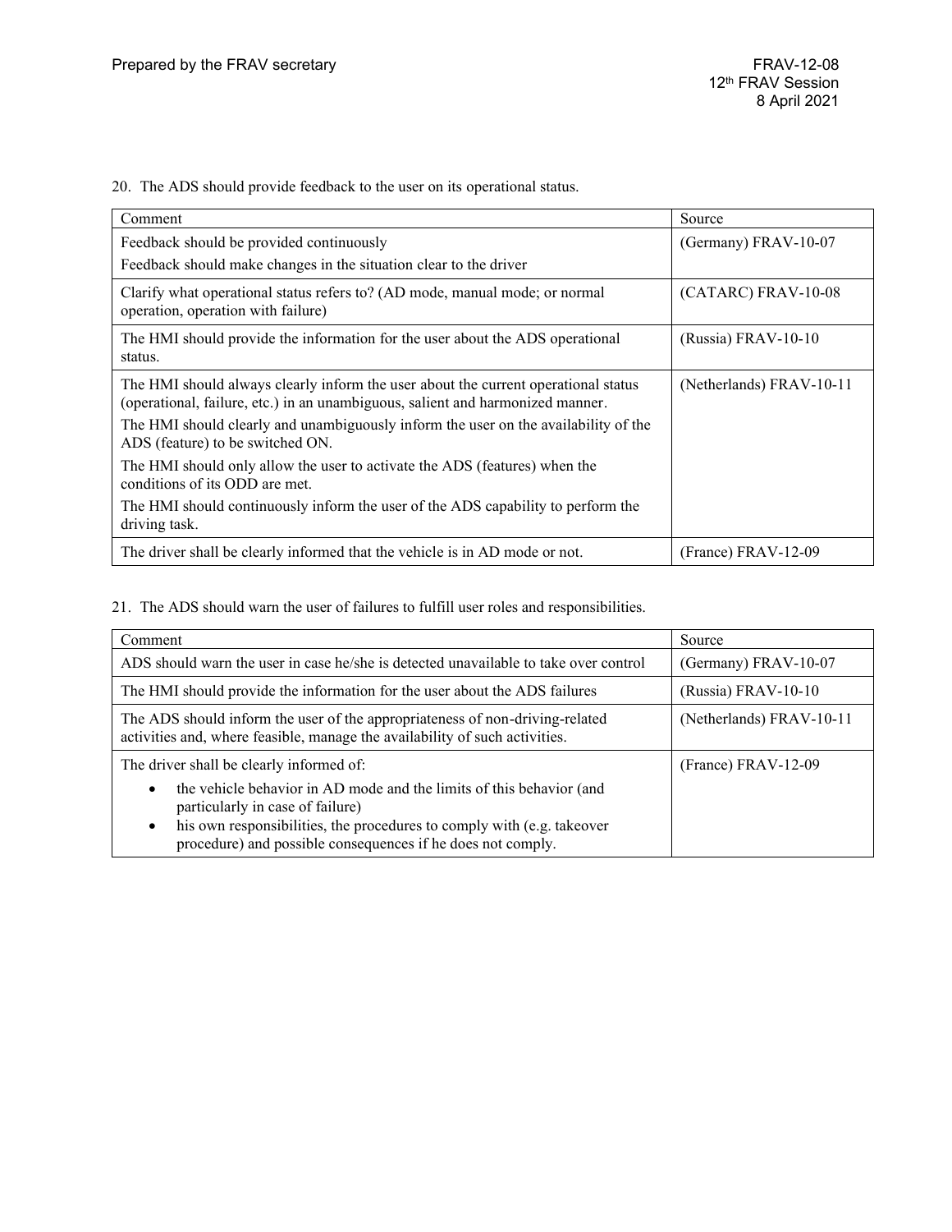20. The ADS should provide feedback to the user on its operational status.

| Comment | Source |
|---|---|
| Feedback should be provided continuously<br>Feedback should make changes in the situation clear to the driver | (Germany) FRAV-10-07 |
| Clarify what operational status refers to? (AD mode, manual mode; or normal operation, operation with failure) | (CATARC) FRAV-10-08 |
| The HMI should provide the information for the user about the ADS operational status. | (Russia) FRAV-10-10 |
| The HMI should always clearly inform the user about the current operational status (operational, failure, etc.) in an unambiguous, salient and harmonized manner.<br>The HMI should clearly and unambiguously inform the user on the availability of the ADS (feature) to be switched ON.<br>The HMI should only allow the user to activate the ADS (features) when the conditions of its ODD are met.<br>The HMI should continuously inform the user of the ADS capability to perform the driving task. | (Netherlands) FRAV-10-11 |
| The driver shall be clearly informed that the vehicle is in AD mode or not. | (France) FRAV-12-09 |

21. The ADS should warn the user of failures to fulfill user roles and responsibilities.

| Comment | Source |
|---|---|
| ADS should warn the user in case he/she is detected unavailable to take over control | (Germany) FRAV-10-07 |
| The HMI should provide the information for the user about the ADS failures | (Russia) FRAV-10-10 |
| The ADS should inform the user of the appropriateness of non-driving-related activities and, where feasible, manage the availability of such activities. | (Netherlands) FRAV-10-11 |
| The driver shall be clearly informed of:<br>• the vehicle behavior in AD mode and the limits of this behavior (and particularly in case of failure)<br>• his own responsibilities, the procedures to comply with (e.g. takeover procedure) and possible consequences if he does not comply. | (France) FRAV-12-09 |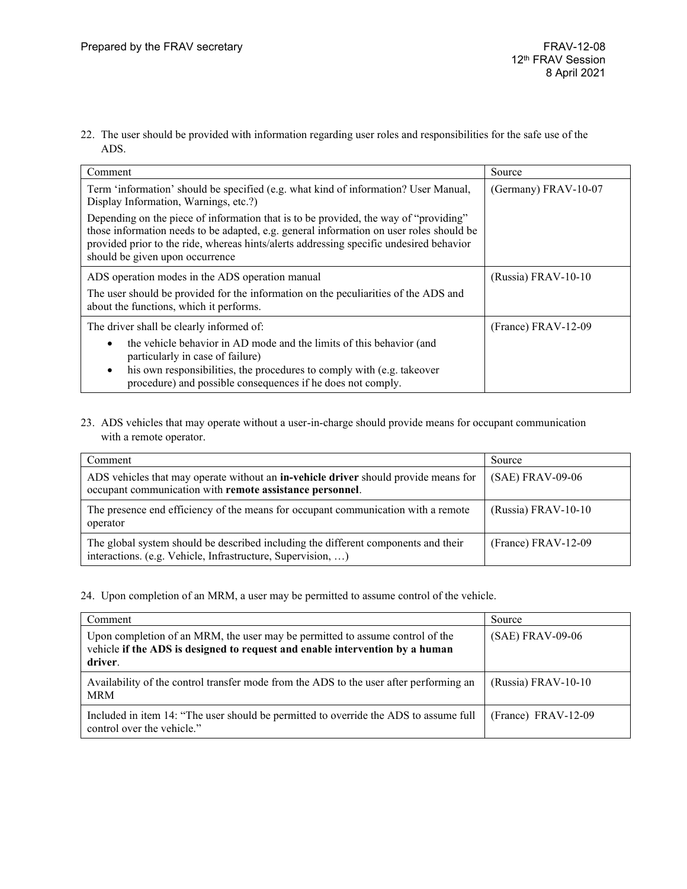22. The user should be provided with information regarding user roles and responsibilities for the safe use of the ADS.

| Comment | Source |
| --- | --- |
| Term 'information' should be specified (e.g. what kind of information? User Manual, Display Information, Warnings, etc.?)<br><br>Depending on the piece of information that is to be provided, the way of "providing" those information needs to be adapted, e.g. general information on user roles should be provided prior to the ride, whereas hints/alerts addressing specific undesired behavior should be given upon occurrence | (Germany) FRAV-10-07 |
| ADS operation modes in the ADS operation manual<br><br>The user should be provided for the information on the peculiarities of the ADS and about the functions, which it performs. | (Russia) FRAV-10-10 |
| The driver shall be clearly informed of:<br>• the vehicle behavior in AD mode and the limits of this behavior (and particularly in case of failure)<br>• his own responsibilities, the procedures to comply with (e.g. takeover procedure) and possible consequences if he does not comply. | (France) FRAV-12-09 |

23. ADS vehicles that may operate without a user-in-charge should provide means for occupant communication with a remote operator.

| Comment | Source |
| --- | --- |
| ADS vehicles that may operate without an **in-vehicle driver** should provide means for occupant communication with **remote assistance personnel**. | (SAE) FRAV-09-06 |
| The presence end efficiency of the means for occupant communication with a remote operator | (Russia) FRAV-10-10 |
| The global system should be described including the different components and their interactions. (e.g. Vehicle, Infrastructure, Supervision, …) | (France) FRAV-12-09 |

24. Upon completion of an MRM, a user may be permitted to assume control of the vehicle.

| Comment | Source |
| --- | --- |
| Upon completion of an MRM, the user may be permitted to assume control of the vehicle **if the ADS is designed to request and enable intervention by a human driver**. | (SAE) FRAV-09-06 |
| Availability of the control transfer mode from the ADS to the user after performing an MRM | (Russia) FRAV-10-10 |
| Included in item 14: "The user should be permitted to override the ADS to assume full control over the vehicle." | (France) FRAV-12-09 |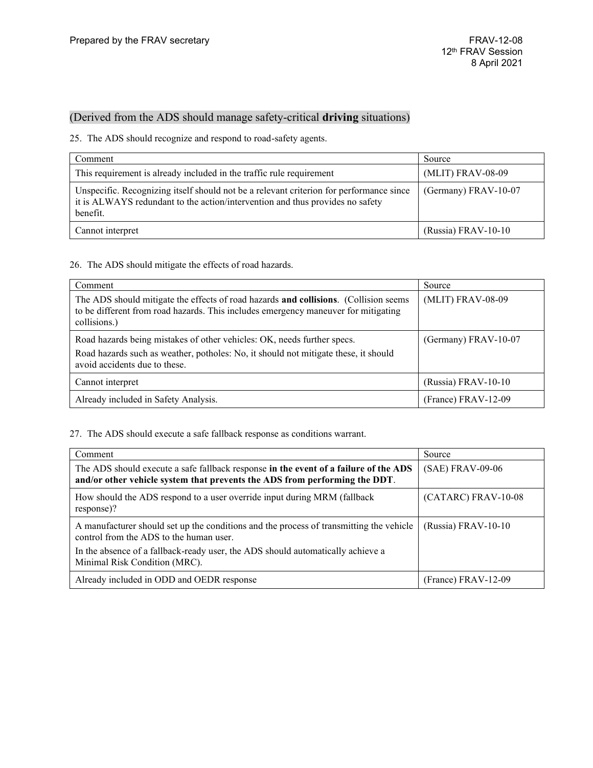(Derived from the ADS should manage safety-critical **driving** situations)

25. The ADS should recognize and respond to road-safety agents.

| Comment | Source |
|---|---|
| This requirement is already included in the traffic rule requirement | (MLIT) FRAV-08-09 |
| Unspecific. Recognizing itself should not be a relevant criterion for performance since it is ALWAYS redundant to the action/intervention and thus provides no safety benefit. | (Germany) FRAV-10-07 |
| Cannot interpret | (Russia) FRAV-10-10 |

26. The ADS should mitigate the effects of road hazards.

| Comment | Source |
|---|---|
| The ADS should mitigate the effects of road hazards **and collisions**. (Collision seems to be different from road hazards. This includes emergency maneuver for mitigating collisions.) | (MLIT) FRAV-08-09 |
| Road hazards being mistakes of other vehicles: OK, needs further specs. Road hazards such as weather, potholes: No, it should not mitigate these, it should avoid accidents due to these. | (Germany) FRAV-10-07 |
| Cannot interpret | (Russia) FRAV-10-10 |
| Already included in Safety Analysis. | (France) FRAV-12-09 |

27. The ADS should execute a safe fallback response as conditions warrant.

| Comment | Source |
|---|---|
| The ADS should execute a safe fallback response **in the event of a failure of the ADS and/or other vehicle system that prevents the ADS from performing the DDT**. | (SAE) FRAV-09-06 |
| How should the ADS respond to a user override input during MRM (fallback response)? | (CATARC) FRAV-10-08 |
| A manufacturer should set up the conditions and the process of transmitting the vehicle control from the ADS to the human user. In the absence of a fallback-ready user, the ADS should automatically achieve a Minimal Risk Condition (MRC). | (Russia) FRAV-10-10 |
| Already included in ODD and OEDR response | (France) FRAV-12-09 |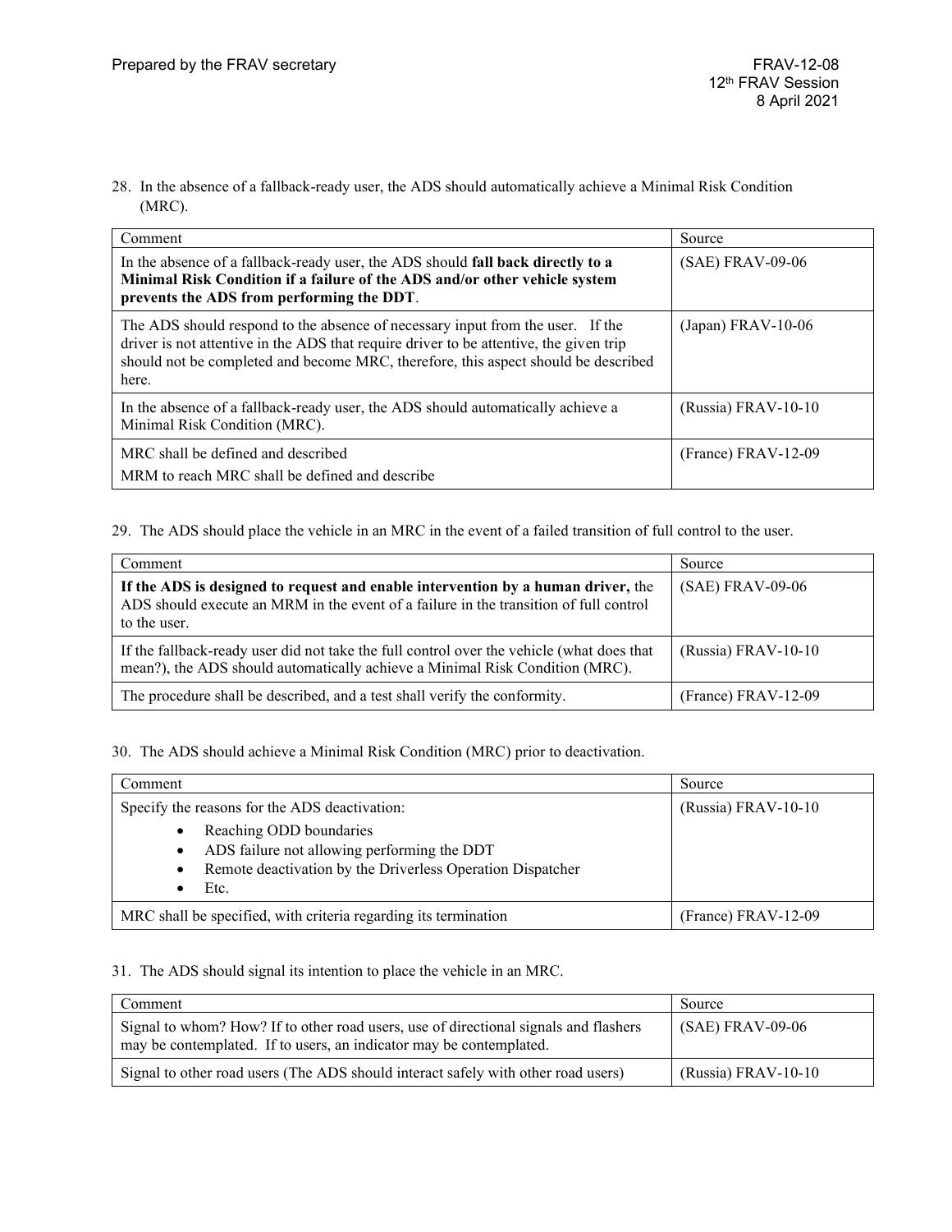28. In the absence of a fallback-ready user, the ADS should automatically achieve a Minimal Risk Condition (MRC).

| Comment | Source |
|---|---|
| In the absence of a fallback-ready user, the ADS should **fall back directly to a Minimal Risk Condition if a failure of the ADS and/or other vehicle system prevents the ADS from performing the DDT**. | (SAE) FRAV-09-06 |
| The ADS should respond to the absence of necessary input from the user. If the driver is not attentive in the ADS that require driver to be attentive, the given trip should not be completed and become MRC, therefore, this aspect should be described here. | (Japan) FRAV-10-06 |
| In the absence of a fallback-ready user, the ADS should automatically achieve a Minimal Risk Condition (MRC). | (Russia) FRAV-10-10 |
| MRC shall be defined and described<br>MRM to reach MRC shall be defined and describe | (France) FRAV-12-09 |

29. The ADS should place the vehicle in an MRC in the event of a failed transition of full control to the user.

| Comment | Source |
|---|---|
| **If the ADS is designed to request and enable intervention by a human driver,** the ADS should execute an MRM in the event of a failure in the transition of full control to the user. | (SAE) FRAV-09-06 |
| If the fallback-ready user did not take the full control over the vehicle (what does that mean?), the ADS should automatically achieve a Minimal Risk Condition (MRC). | (Russia) FRAV-10-10 |
| The procedure shall be described, and a test shall verify the conformity. | (France) FRAV-12-09 |

30. The ADS should achieve a Minimal Risk Condition (MRC) prior to deactivation.

| Comment | Source |
|---|---|
| Specify the reasons for the ADS deactivation:<br>• Reaching ODD boundaries<br>• ADS failure not allowing performing the DDT<br>• Remote deactivation by the Driverless Operation Dispatcher<br>• Etc. | (Russia) FRAV-10-10 |
| MRC shall be specified, with criteria regarding its termination | (France) FRAV-12-09 |

31. The ADS should signal its intention to place the vehicle in an MRC.

| Comment | Source |
|---|---|
| Signal to whom? How? If to other road users, use of directional signals and flashers may be contemplated. If to users, an indicator may be contemplated. | (SAE) FRAV-09-06 |
| Signal to other road users (The ADS should interact safely with other road users) | (Russia) FRAV-10-10 |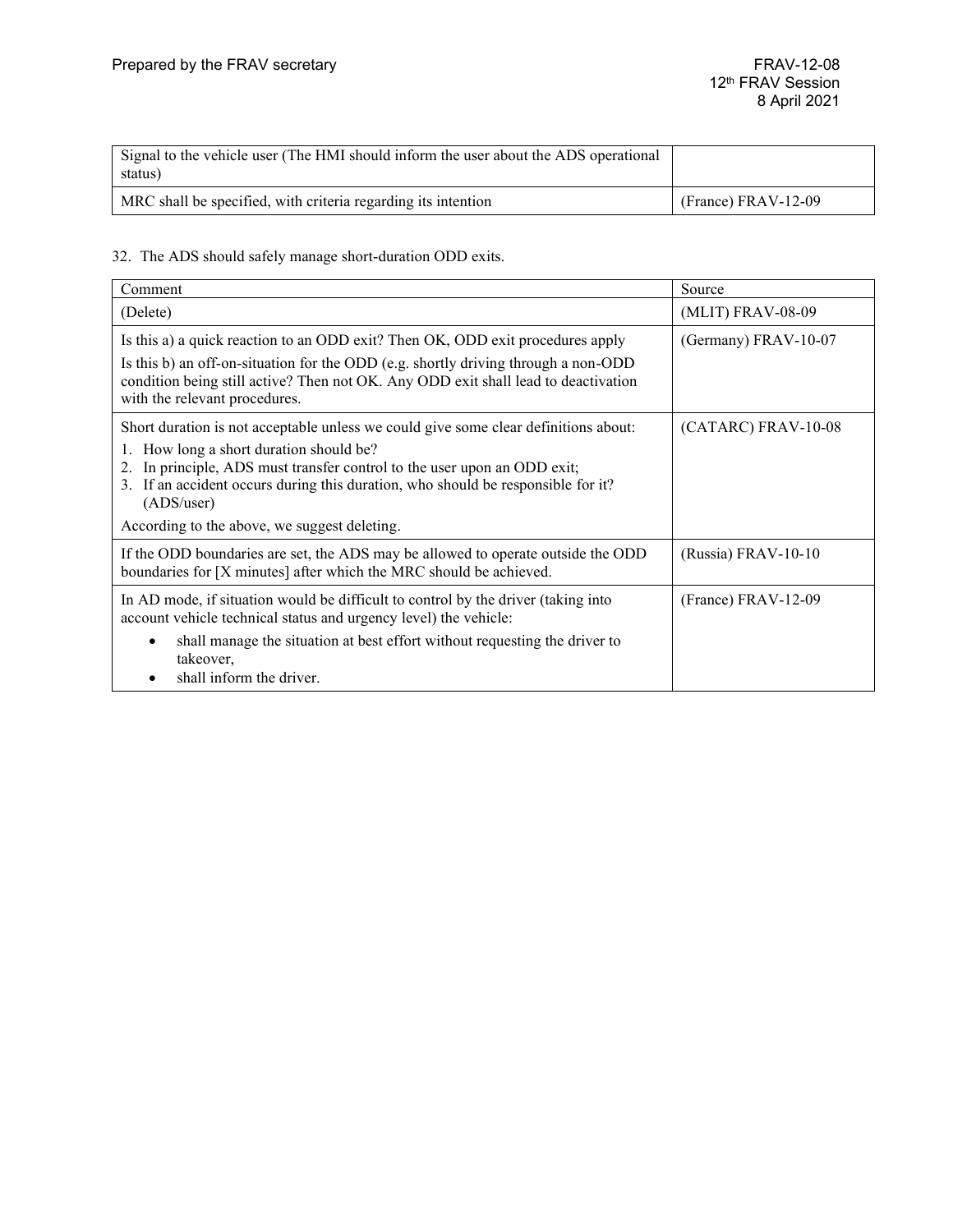| | |
|---|---|
| Signal to the vehicle user (The HMI should inform the user about the ADS operational status) | |
| MRC shall be specified, with criteria regarding its intention | (France) FRAV-12-09 |

32. The ADS should safely manage short-duration ODD exits.

| Comment | Source |
|---|---|
| (Delete) | (MLIT) FRAV-08-09 |
| Is this a) a quick reaction to an ODD exit? Then OK, ODD exit procedures apply<br>Is this b) an off-on-situation for the ODD (e.g. shortly driving through a non-ODD condition being still active? Then not OK. Any ODD exit shall lead to deactivation with the relevant procedures. | (Germany) FRAV-10-07 |
| Short duration is not acceptable unless we could give some clear definitions about:<br>1. How long a short duration should be?<br>2. In principle, ADS must transfer control to the user upon an ODD exit;<br>3. If an accident occurs during this duration, who should be responsible for it? (ADS/user)<br>According to the above, we suggest deleting. | (CATARC) FRAV-10-08 |
| If the ODD boundaries are set, the ADS may be allowed to operate outside the ODD boundaries for [X minutes] after which the MRC should be achieved. | (Russia) FRAV-10-10 |
| In AD mode, if situation would be difficult to control by the driver (taking into account vehicle technical status and urgency level) the vehicle:<br>• shall manage the situation at best effort without requesting the driver to takeover,<br>• shall inform the driver. | (France) FRAV-12-09 |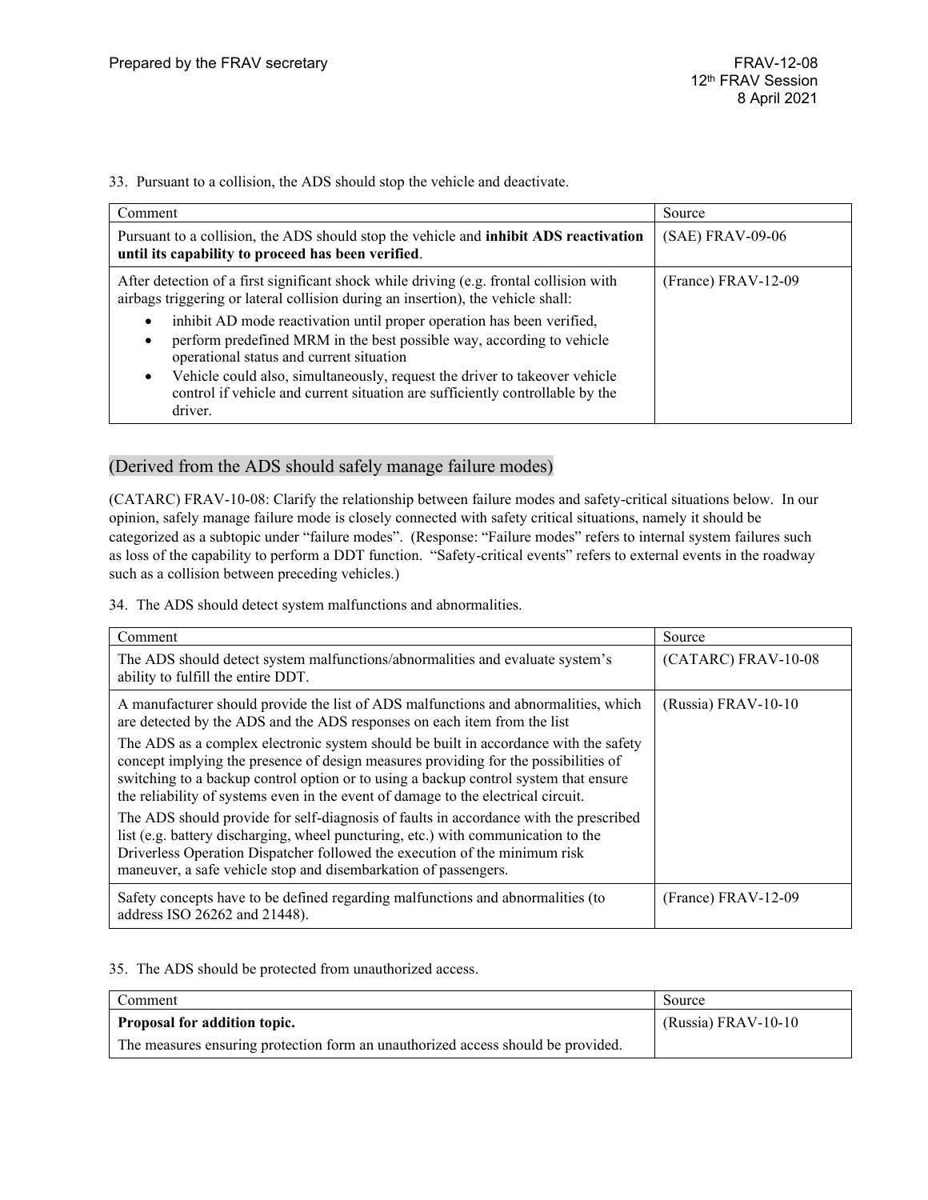33. Pursuant to a collision, the ADS should stop the vehicle and deactivate.

| Comment | Source |
|---|---|
| Pursuant to a collision, the ADS should stop the vehicle and **inhibit ADS reactivation until its capability to proceed has been verified**. | (SAE) FRAV-09-06 |
| After detection of a first significant shock while driving (e.g. frontal collision with airbags triggering or lateral collision during an insertion), the vehicle shall: <br>• inhibit AD mode reactivation until proper operation has been verified, <br>• perform predefined MRM in the best possible way, according to vehicle operational status and current situation <br>• Vehicle could also, simultaneously, request the driver to takeover vehicle control if vehicle and current situation are sufficiently controllable by the driver. | (France) FRAV-12-09 |

## (Derived from the ADS should safely manage failure modes)

(CATARC) FRAV-10-08: Clarify the relationship between failure modes and safety-critical situations below. In our opinion, safely manage failure mode is closely connected with safety critical situations, namely it should be categorized as a subtopic under "failure modes". (Response: "Failure modes" refers to internal system failures such as loss of the capability to perform a DDT function. "Safety-critical events" refers to external events in the roadway such as a collision between preceding vehicles.)

34. The ADS should detect system malfunctions and abnormalities.

| Comment | Source |
|---|---|
| The ADS should detect system malfunctions/abnormalities and evaluate system's ability to fulfill the entire DDT. | (CATARC) FRAV-10-08 |
| A manufacturer should provide the list of ADS malfunctions and abnormalities, which are detected by the ADS and the ADS responses on each item from the list <br>The ADS as a complex electronic system should be built in accordance with the safety concept implying the presence of design measures providing for the possibilities of switching to a backup control option or to using a backup control system that ensure the reliability of systems even in the event of damage to the electrical circuit. <br>The ADS should provide for self-diagnosis of faults in accordance with the prescribed list (e.g. battery discharging, wheel puncturing, etc.) with communication to the Driverless Operation Dispatcher followed the execution of the minimum risk maneuver, a safe vehicle stop and disembarkation of passengers. | (Russia) FRAV-10-10 |
| Safety concepts have to be defined regarding malfunctions and abnormalities (to address ISO 26262 and 21448). | (France) FRAV-12-09 |

35. The ADS should be protected from unauthorized access.

| Comment | Source |
|---|---|
| **Proposal for addition topic.** <br>The measures ensuring protection form an unauthorized access should be provided. | (Russia) FRAV-10-10 |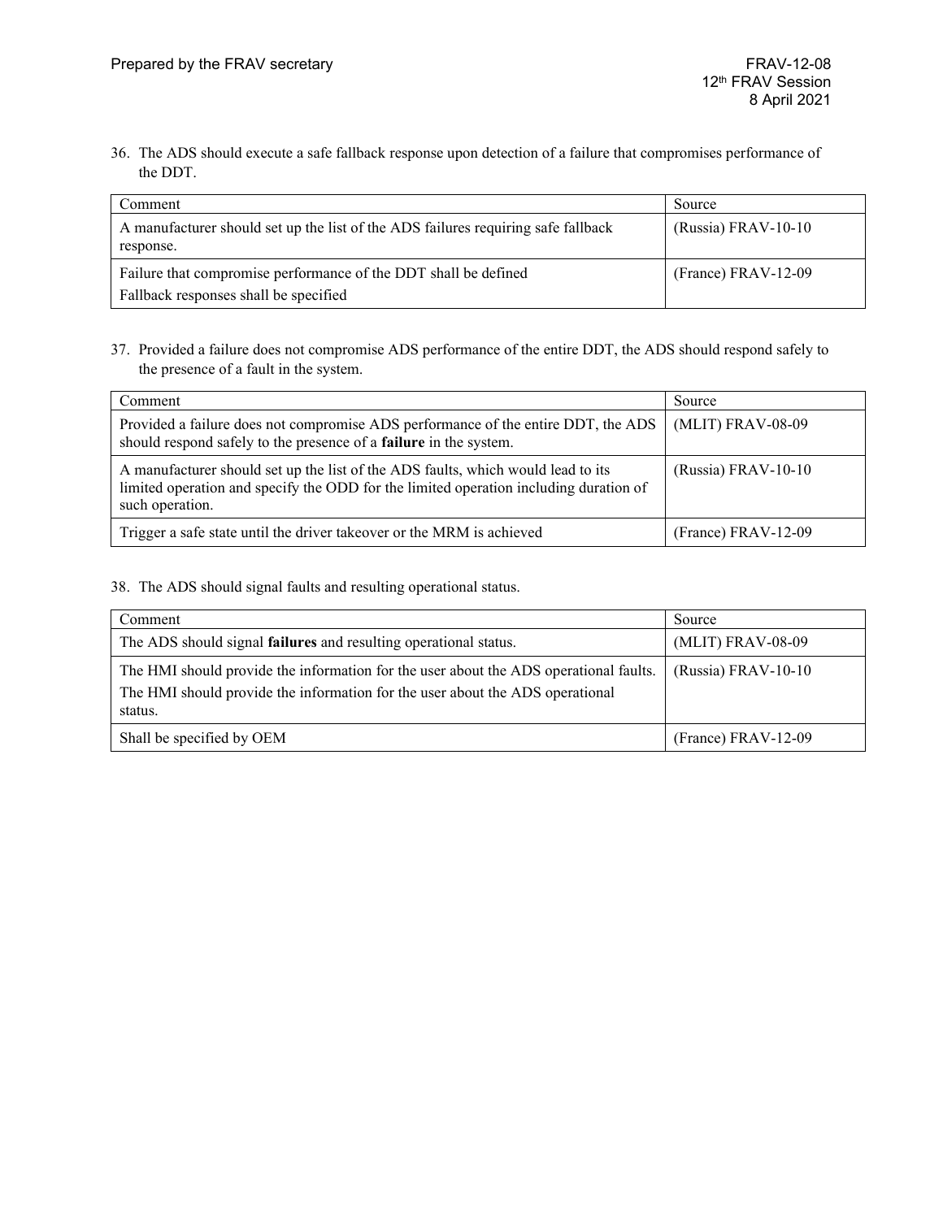36. The ADS should execute a safe fallback response upon detection of a failure that compromises performance of the DDT.

| Comment | Source |
| --- | --- |
| A manufacturer should set up the list of the ADS failures requiring safe fallback response. | (Russia) FRAV-10-10 |
| Failure that compromise performance of the DDT shall be defined<br>Fallback responses shall be specified | (France) FRAV-12-09 |

37. Provided a failure does not compromise ADS performance of the entire DDT, the ADS should respond safely to the presence of a fault in the system.

| Comment | Source |
| --- | --- |
| Provided a failure does not compromise ADS performance of the entire DDT, the ADS should respond safely to the presence of a **failure** in the system. | (MLIT) FRAV-08-09 |
| A manufacturer should set up the list of the ADS faults, which would lead to its limited operation and specify the ODD for the limited operation including duration of such operation. | (Russia) FRAV-10-10 |
| Trigger a safe state until the driver takeover or the MRM is achieved | (France) FRAV-12-09 |

38. The ADS should signal faults and resulting operational status.

| Comment | Source |
| --- | --- |
| The ADS should signal **failures** and resulting operational status. | (MLIT) FRAV-08-09 |
| The HMI should provide the information for the user about the ADS operational faults.<br>The HMI should provide the information for the user about the ADS operational status. | (Russia) FRAV-10-10 |
| Shall be specified by OEM | (France) FRAV-12-09 |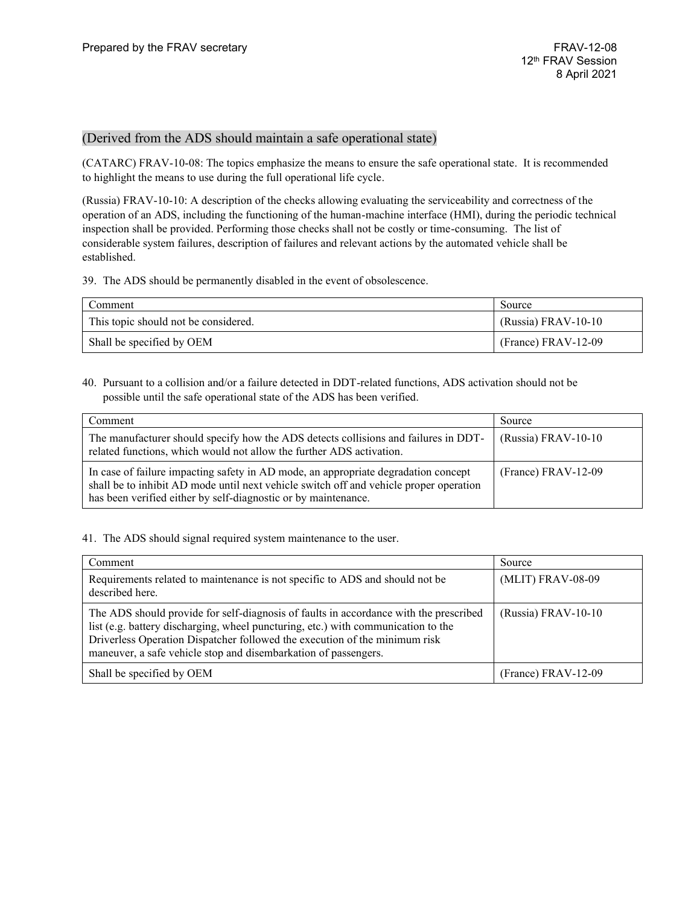(Derived from the ADS should maintain a safe operational state)

(CATARC) FRAV-10-08: The topics emphasize the means to ensure the safe operational state. It is recommended to highlight the means to use during the full operational life cycle.

(Russia) FRAV-10-10: A description of the checks allowing evaluating the serviceability and correctness of the operation of an ADS, including the functioning of the human-machine interface (HMI), during the periodic technical inspection shall be provided. Performing those checks shall not be costly or time-consuming. The list of considerable system failures, description of failures and relevant actions by the automated vehicle shall be established.

39. The ADS should be permanently disabled in the event of obsolescence.

| Comment | Source |
|---|---|
| This topic should not be considered. | (Russia) FRAV-10-10 |
| Shall be specified by OEM | (France) FRAV-12-09 |

40. Pursuant to a collision and/or a failure detected in DDT-related functions, ADS activation should not be possible until the safe operational state of the ADS has been verified.

| Comment | Source |
|---|---|
| The manufacturer should specify how the ADS detects collisions and failures in DDT-related functions, which would not allow the further ADS activation. | (Russia) FRAV-10-10 |
| In case of failure impacting safety in AD mode, an appropriate degradation concept shall be to inhibit AD mode until next vehicle switch off and vehicle proper operation has been verified either by self-diagnostic or by maintenance. | (France) FRAV-12-09 |

41. The ADS should signal required system maintenance to the user.

| Comment | Source |
|---|---|
| Requirements related to maintenance is not specific to ADS and should not be described here. | (MLIT) FRAV-08-09 |
| The ADS should provide for self-diagnosis of faults in accordance with the prescribed list (e.g. battery discharging, wheel puncturing, etc.) with communication to the Driverless Operation Dispatcher followed the execution of the minimum risk maneuver, a safe vehicle stop and disembarkation of passengers. | (Russia) FRAV-10-10 |
| Shall be specified by OEM | (France) FRAV-12-09 |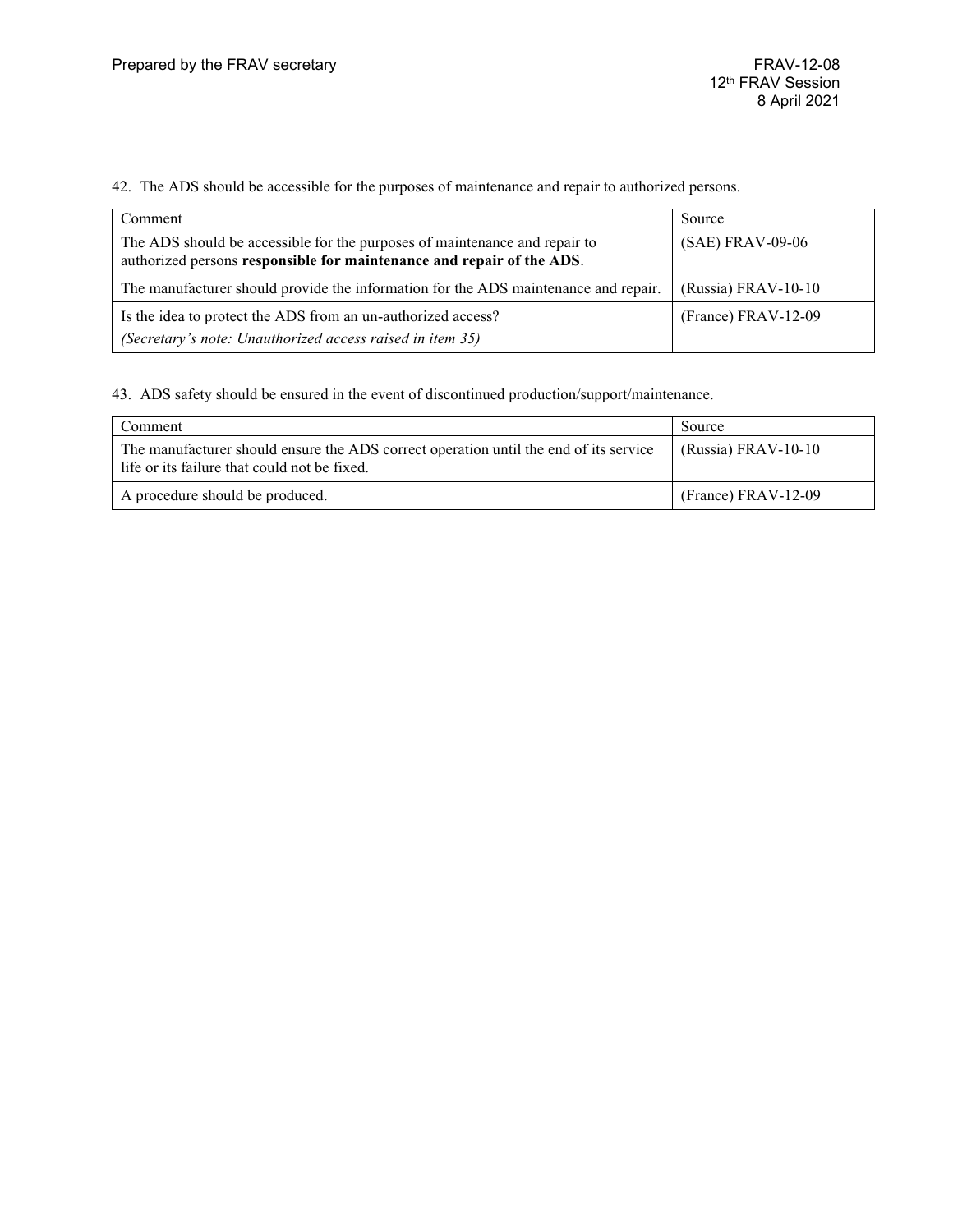42. The ADS should be accessible for the purposes of maintenance and repair to authorized persons.

| Comment | Source |
|---|---|
| The ADS should be accessible for the purposes of maintenance and repair to authorized persons **responsible for maintenance and repair of the ADS**. | (SAE) FRAV-09-06 |
| The manufacturer should provide the information for the ADS maintenance and repair. | (Russia) FRAV-10-10 |
| Is the idea to protect the ADS from an un-authorized access? *(Secretary's note: Unauthorized access raised in item 35)* | (France) FRAV-12-09 |

43. ADS safety should be ensured in the event of discontinued production/support/maintenance.

| Comment | Source |
|---|---|
| The manufacturer should ensure the ADS correct operation until the end of its service life or its failure that could not be fixed. | (Russia) FRAV-10-10 |
| A procedure should be produced. | (France) FRAV-12-09 |